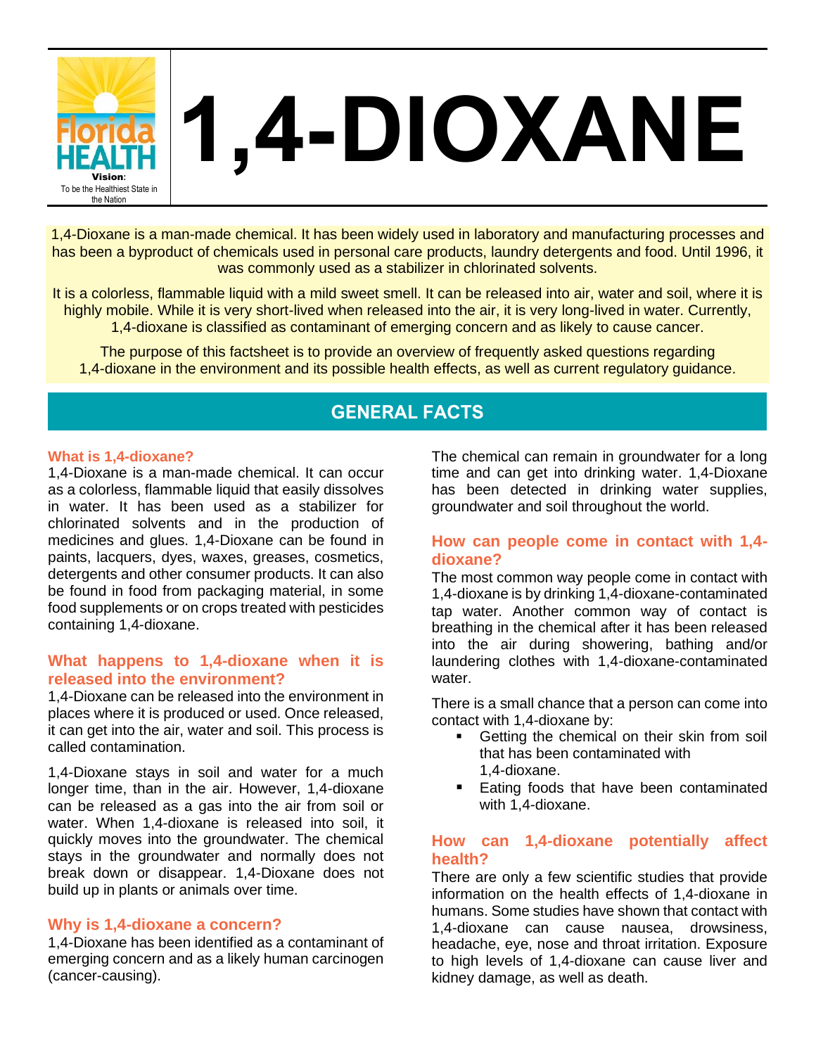Florida HEALTH

**Vision**: To be the Healthiest State in the Nation

# 1,4-DIOXANE

1,4-Dioxane is a man-made chemical. It has been widely used in laboratory and manufacturing processes and has been a byproduct of chemicals used in personal care products, laundry detergents and food. Until 1996, it was commonly used as a stabilizer in chlorinated solvents.

It is a colorless, flammable liquid with a mild sweet smell. It can be released into air, water and soil, where it is highly mobile. While it is very short-lived when released into the air, it is very long-lived in water. Currently, 1,4-dioxane is classified as contaminant of emerging concern and as likely to cause cancer.

The purpose of this factsheet is to provide an overview of frequently asked questions regarding 1,4-dioxane in the environment and its possible health effects, as well as current regulatory guidance.

## GENERAL FACTS

### What is 1,4-dioxane?

1,4-Dioxane is a man-made chemical. It can occur as a colorless, flammable liquid that easily dissolves in water. It has been used as a stabilizer for chlorinated solvents and in the production of medicines and glues. 1,4-Dioxane can be found in paints, lacquers, dyes, waxes, greases, cosmetics, detergents and other consumer products. It can also be found in food from packaging material, in some food supplements or on crops treated with pesticides containing 1,4-dioxane.

### What happens to 1,4-dioxane when it is released into the environment?

1,4-Dioxane can be released into the environment in places where it is produced or used. Once released, it can get into the air, water and soil. This process is called contamination.

1,4-Dioxane stays in soil and water for a much longer time, than in the air. However, 1,4-dioxane can be released as a gas into the air from soil or water. When 1,4-dioxane is released into soil, it quickly moves into the groundwater. The chemical stays in the groundwater and normally does not break down or disappear. 1,4-Dioxane does not build up in plants or animals over time.

### Why is 1,4-dioxane a concern?

1,4-Dioxane has been identified as a contaminant of emerging concern and as a likely human carcinogen (cancer-causing).

The chemical can remain in groundwater for a long time and can get into drinking water. 1,4-Dioxane has been detected in drinking water supplies, groundwater and soil throughout the world.

### How can people come in contact with 1,4-dioxane?

The most common way people come in contact with 1,4-dioxane is by drinking 1,4-dioxane-contaminated tap water. Another common way of contact is breathing in the chemical after it has been released into the air during showering, bathing and/or laundering clothes with 1,4-dioxane-contaminated water.

There is a small chance that a person can come into contact with 1,4-dioxane by:

- Getting the chemical on their skin from soil that has been contaminated with 1,4-dioxane.
- Eating foods that have been contaminated with 1,4-dioxane.

### How can 1,4-dioxane potentially affect health?

There are only a few scientific studies that provide information on the health effects of 1,4-dioxane in humans. Some studies have shown that contact with 1,4-dioxane can cause nausea, drowsiness, headache, eye, nose and throat irritation. Exposure to high levels of 1,4-dioxane can cause liver and kidney damage, as well as death.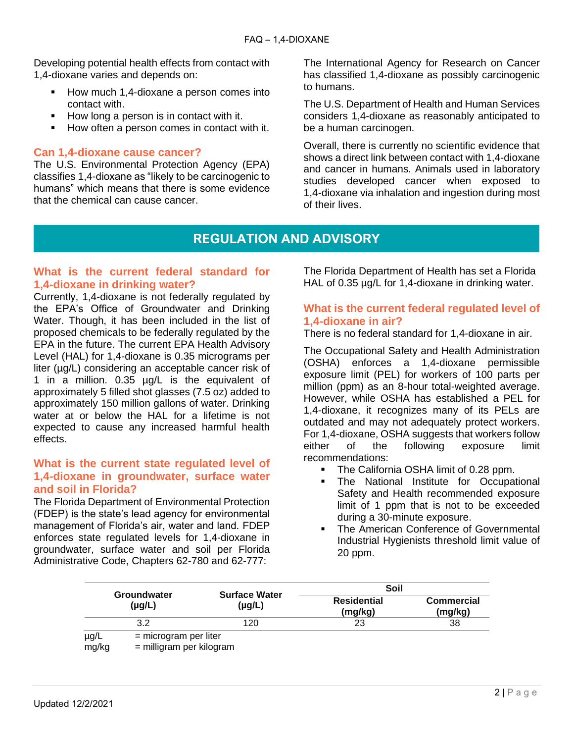Developing potential health effects from contact with 1,4-dioxane varies and depends on:

- How much 1,4-dioxane a person comes into contact with.
- How long a person is in contact with it.
- How often a person comes in contact with it.

### Can 1,4-dioxane cause cancer?

The U.S. Environmental Protection Agency (EPA) classifies 1,4-dioxane as "likely to be carcinogenic to humans" which means that there is some evidence that the chemical can cause cancer.

The International Agency for Research on Cancer has classified 1,4-dioxane as possibly carcinogenic to humans.

The U.S. Department of Health and Human Services considers 1,4-dioxane as reasonably anticipated to be a human carcinogen.

Overall, there is currently no scientific evidence that shows a direct link between contact with 1,4-dioxane and cancer in humans. Animals used in laboratory studies developed cancer when exposed to 1,4-dioxane via inhalation and ingestion during most of their lives.

## REGULATION AND ADVISORY

### What is the current federal standard for 1,4-dioxane in drinking water?

Currently, 1,4-dioxane is not federally regulated by the EPA's Office of Groundwater and Drinking Water. Though, it has been included in the list of proposed chemicals to be federally regulated by the EPA in the future. The current EPA Health Advisory Level (HAL) for 1,4-dioxane is 0.35 micrograms per liter (µg/L) considering an acceptable cancer risk of 1 in a million. 0.35 µg/L is the equivalent of approximately 5 filled shot glasses (7.5 oz) added to approximately 150 million gallons of water. Drinking water at or below the HAL for a lifetime is not expected to cause any increased harmful health effects.

### What is the current state regulated level of 1,4-dioxane in groundwater, surface water and soil in Florida?

The Florida Department of Environmental Protection (FDEP) is the state's lead agency for environmental management of Florida's air, water and land. FDEP enforces state regulated levels for 1,4-dioxane in groundwater, surface water and soil per Florida Administrative Code, Chapters 62-780 and 62-777:

The Florida Department of Health has set a Florida HAL of 0.35 µg/L for 1,4-dioxane in drinking water.

### What is the current federal regulated level of 1,4-dioxane in air?

There is no federal standard for 1,4-dioxane in air.

The Occupational Safety and Health Administration (OSHA) enforces a 1,4-dioxane permissible exposure limit (PEL) for workers of 100 parts per million (ppm) as an 8-hour total-weighted average. However, while OSHA has established a PEL for 1,4-dioxane, it recognizes many of its PELs are outdated and may not adequately protect workers. For 1,4-dioxane, OSHA suggests that workers follow either of the following exposure limit recommendations:

- The California OSHA limit of 0.28 ppm.
- The National Institute for Occupational Safety and Health recommended exposure limit of 1 ppm that is not to be exceeded during a 30-minute exposure.
- The American Conference of Governmental Industrial Hygienists threshold limit value of 20 ppm.

| Groundwater (µg/L) | Surface Water (µg/L) | Soil | |
|---|---|---|---|
| | | Residential (mg/kg) | Commercial (mg/kg) |
| 3.2 | 120 | 23 | 38 |

µg/L = microgram per liter
mg/kg = milligram per kilogram

Updated 12/2/2021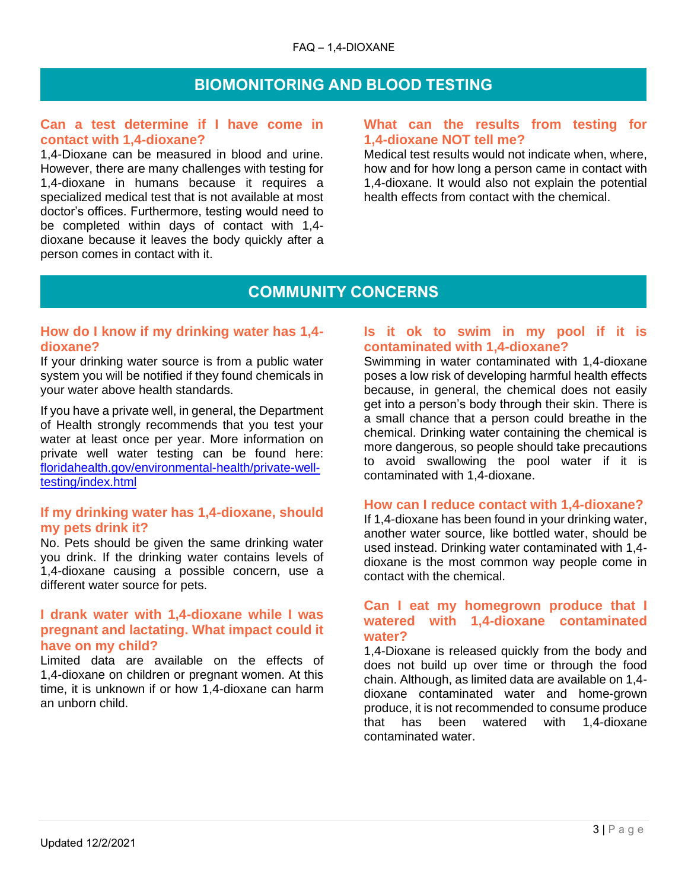## BIOMONITORING AND BLOOD TESTING

### Can a test determine if I have come in contact with 1,4-dioxane?

1,4-Dioxane can be measured in blood and urine. However, there are many challenges with testing for 1,4-dioxane in humans because it requires a specialized medical test that is not available at most doctor's offices. Furthermore, testing would need to be completed within days of contact with 1,4-dioxane because it leaves the body quickly after a person comes in contact with it.

### What can the results from testing for 1,4-dioxane NOT tell me?

Medical test results would not indicate when, where, how and for how long a person came in contact with 1,4-dioxane. It would also not explain the potential health effects from contact with the chemical.

## COMMUNITY CONCERNS

### How do I know if my drinking water has 1,4-dioxane?

If your drinking water source is from a public water system you will be notified if they found chemicals in your water above health standards.

If you have a private well, in general, the Department of Health strongly recommends that you test your water at least once per year. More information on private well water testing can be found here: [floridahealth.gov/environmental-health/private-well-testing/index.html](floridahealth.gov/environmental-health/private-well-testing/index.html)

### If my drinking water has 1,4-dioxane, should my pets drink it?

No. Pets should be given the same drinking water you drink. If the drinking water contains levels of 1,4-dioxane causing a possible concern, use a different water source for pets.

### I drank water with 1,4-dioxane while I was pregnant and lactating. What impact could it have on my child?

Limited data are available on the effects of 1,4-dioxane on children or pregnant women. At this time, it is unknown if or how 1,4-dioxane can harm an unborn child.

### Is it ok to swim in my pool if it is contaminated with 1,4-dioxane?

Swimming in water contaminated with 1,4-dioxane poses a low risk of developing harmful health effects because, in general, the chemical does not easily get into a person's body through their skin. There is a small chance that a person could breathe in the chemical. Drinking water containing the chemical is more dangerous, so people should take precautions to avoid swallowing the pool water if it is contaminated with 1,4-dioxane.

### How can I reduce contact with 1,4-dioxane?

If 1,4-dioxane has been found in your drinking water, another water source, like bottled water, should be used instead. Drinking water contaminated with 1,4-dioxane is the most common way people come in contact with the chemical.

### Can I eat my homegrown produce that I watered with 1,4-dioxane contaminated water?

1,4-Dioxane is released quickly from the body and does not build up over time or through the food chain. Although, as limited data are available on 1,4-dioxane contaminated water and home-grown produce, it is not recommended to consume produce that has been watered with 1,4-dioxane contaminated water.

Updated 12/2/2021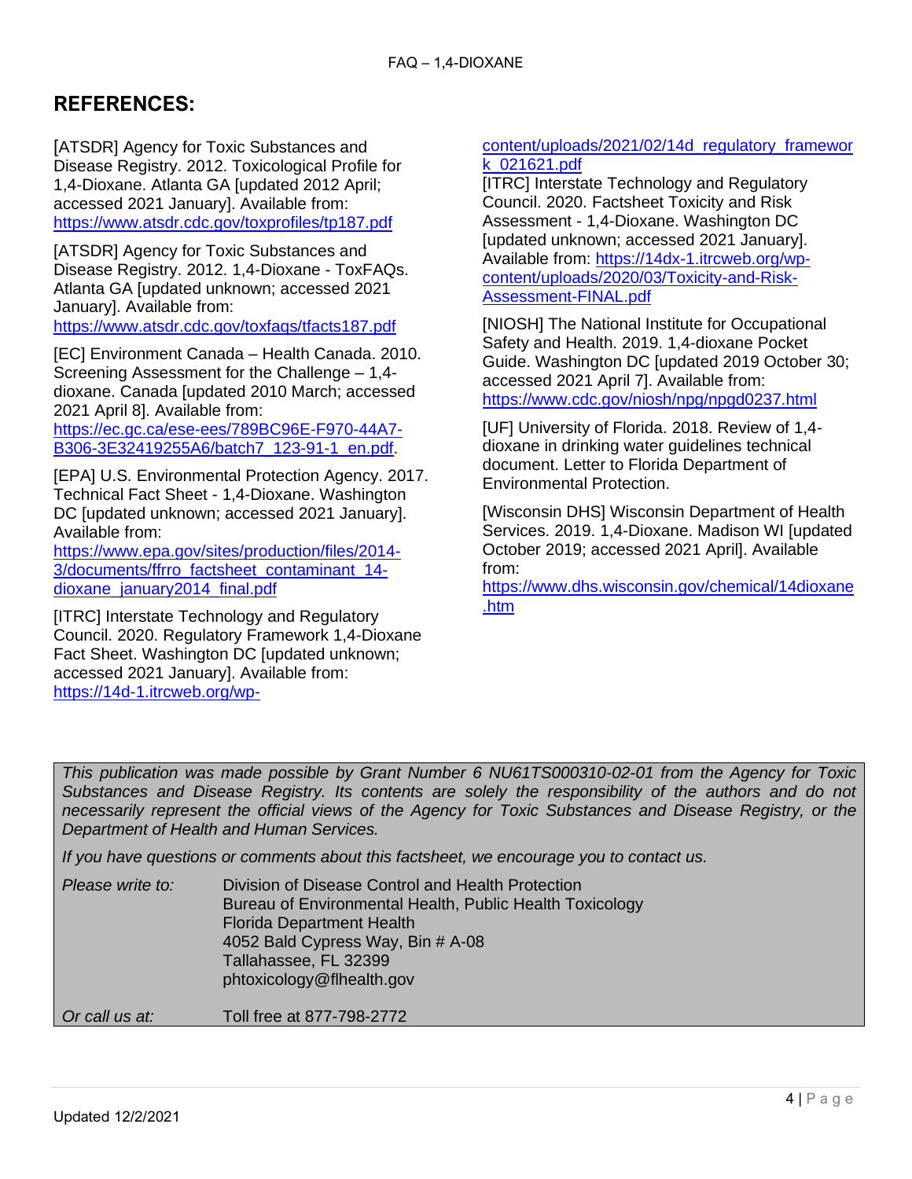## REFERENCES:

[ATSDR] Agency for Toxic Substances and Disease Registry. 2012. Toxicological Profile for 1,4-Dioxane. Atlanta GA [updated 2012 April; accessed 2021 January]. Available from: https://www.atsdr.cdc.gov/toxprofiles/tp187.pdf

[ATSDR] Agency for Toxic Substances and Disease Registry. 2012. 1,4-Dioxane - ToxFAQs. Atlanta GA [updated unknown; accessed 2021 January]. Available from: https://www.atsdr.cdc.gov/toxfaqs/tfacts187.pdf

[EC] Environment Canada – Health Canada. 2010. Screening Assessment for the Challenge – 1,4-dioxane. Canada [updated 2010 March; accessed 2021 April 8]. Available from: https://ec.gc.ca/ese-ees/789BC96E-F970-44A7-B306-3E32419255A6/batch7_123-91-1_en.pdf.

[EPA] U.S. Environmental Protection Agency. 2017. Technical Fact Sheet - 1,4-Dioxane. Washington DC [updated unknown; accessed 2021 January]. Available from: https://www.epa.gov/sites/production/files/2014-3/documents/ffrro_factsheet_contaminant_14-dioxane_january2014_final.pdf

[ITRC] Interstate Technology and Regulatory Council. 2020. Regulatory Framework 1,4-Dioxane Fact Sheet. Washington DC [updated unknown; accessed 2021 January]. Available from: https://14d-1.itrcweb.org/wp-content/uploads/2021/02/14d_regulatory_framework_021621.pdf

[ITRC] Interstate Technology and Regulatory Council. 2020. Factsheet Toxicity and Risk Assessment - 1,4-Dioxane. Washington DC [updated unknown; accessed 2021 January]. Available from: https://14dx-1.itrcweb.org/wp-content/uploads/2020/03/Toxicity-and-Risk-Assessment-FINAL.pdf

[NIOSH] The National Institute for Occupational Safety and Health. 2019. 1,4-dioxane Pocket Guide. Washington DC [updated 2019 October 30; accessed 2021 April 7]. Available from: https://www.cdc.gov/niosh/npg/npgd0237.html

[UF] University of Florida. 2018. Review of 1,4-dioxane in drinking water guidelines technical document. Letter to Florida Department of Environmental Protection.

[Wisconsin DHS] Wisconsin Department of Health Services. 2019. 1,4-Dioxane. Madison WI [updated October 2019; accessed 2021 April]. Available from: https://www.dhs.wisconsin.gov/chemical/14dioxane.htm

*This publication was made possible by Grant Number 6 NU61TS000310-02-01 from the Agency for Toxic Substances and Disease Registry. Its contents are solely the responsibility of the authors and do not necessarily represent the official views of the Agency for Toxic Substances and Disease Registry, or the Department of Health and Human Services.*

*If you have questions or comments about this factsheet, we encourage you to contact us.*

*Please write to:*

Division of Disease Control and Health Protection
Bureau of Environmental Health, Public Health Toxicology
Florida Department Health
4052 Bald Cypress Way, Bin # A-08
Tallahassee, FL 32399
phtoxicology@flhealth.gov

*Or call us at:* Toll free at 877-798-2772

Updated 12/2/2021